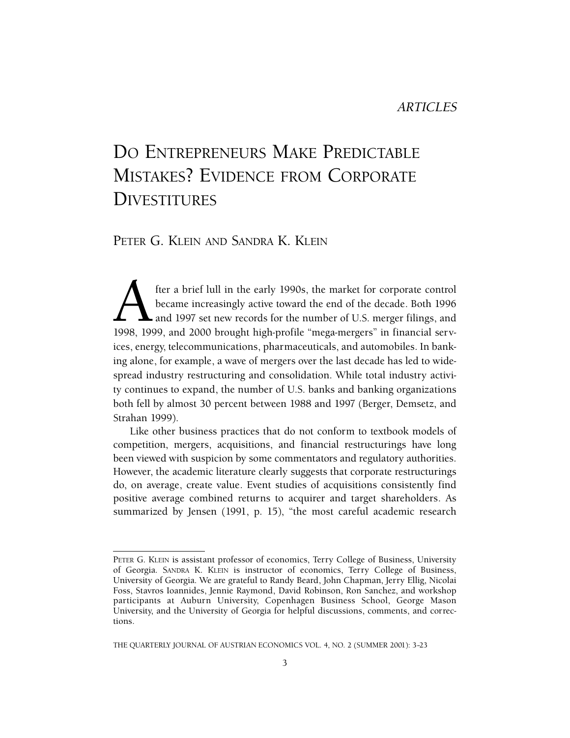*ARTICLES*

# Do Entrepreneurs Make Predictable Mistakes? Evidence from Corporate Divestitures

Peter G. Klein and Sandra K. Klein

After a brief lull in the early 1990s, the market for corporate control became increasingly active toward the end of the decade. Both 1996 and 1997 set new records for the number of U.S. merger filings, and 1998, 1999, and 2000 brought high-profile "mega-mergers" in financial services, energy, telecommunications, pharmaceuticals, and automobiles. In banking alone, for example, a wave of mergers over the last decade has led to widespread industry restructuring and consolidation. While total industry activity continues to expand, the number of U.S. banks and banking organizations both fell by almost 30 percent between 1988 and 1997 (Berger, Demsetz, and Strahan 1999).

Like other business practices that do not conform to textbook models of competition, mergers, acquisitions, and financial restructurings have long been viewed with suspicion by some commentators and regulatory authorities. However, the academic literature clearly suggests that corporate restructurings do, on average, create value. Event studies of acquisitions consistently find positive average combined returns to acquirer and target shareholders. As summarized by Jensen (1991, p. 15), "the most careful academic research

---

Peter G. Klein is assistant professor of economics, Terry College of Business, University of Georgia. Sandra K. Klein is instructor of economics, Terry College of Business, University of Georgia. We are grateful to Randy Beard, John Chapman, Jerry Ellig, Nicolai Foss, Stavros Ioannides, Jennie Raymond, David Robinson, Ron Sanchez, and workshop participants at Auburn University, Copenhagen Business School, George Mason University, and the University of Georgia for helpful discussions, comments, and corrections.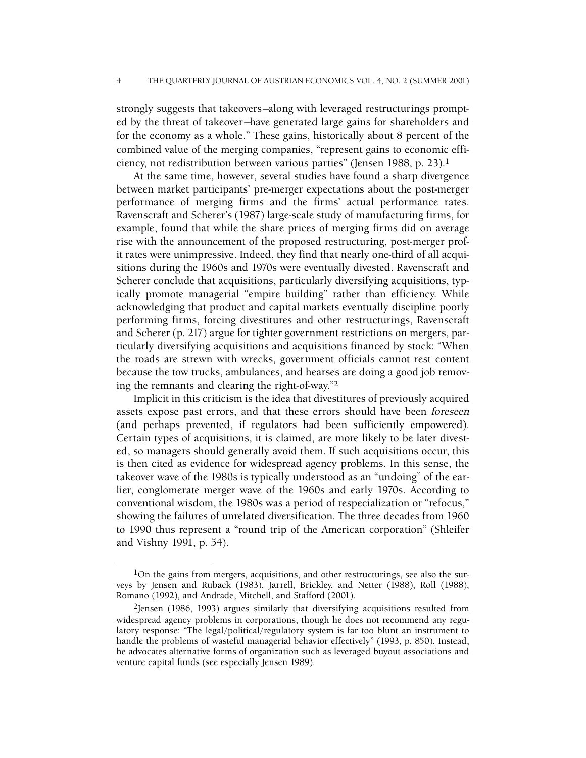strongly suggests that takeovers—along with leveraged restructurings prompted by the threat of takeover—have generated large gains for shareholders and for the economy as a whole." These gains, historically about 8 percent of the combined value of the merging companies, "represent gains to economic efficiency, not redistribution between various parties" (Jensen 1988, p. 23).[1]

At the same time, however, several studies have found a sharp divergence between market participants' pre-merger expectations about the post-merger performance of merging firms and the firms' actual performance rates. Ravenscraft and Scherer's (1987) large-scale study of manufacturing firms, for example, found that while the share prices of merging firms did on average rise with the announcement of the proposed restructuring, post-merger profit rates were unimpressive. Indeed, they find that nearly one-third of all acquisitions during the 1960s and 1970s were eventually divested. Ravenscraft and Scherer conclude that acquisitions, particularly diversifying acquisitions, typically promote managerial "empire building" rather than efficiency. While acknowledging that product and capital markets eventually discipline poorly performing firms, forcing divestitures and other restructurings, Ravenscraft and Scherer (p. 217) argue for tighter government restrictions on mergers, particularly diversifying acquisitions and acquisitions financed by stock: "When the roads are strewn with wrecks, government officials cannot rest content because the tow trucks, ambulances, and hearses are doing a good job removing the remnants and clearing the right-of-way."[2]

Implicit in this criticism is the idea that divestitures of previously acquired assets expose past errors, and that these errors should have been *foreseen* (and perhaps prevented, if regulators had been sufficiently empowered). Certain types of acquisitions, it is claimed, are more likely to be later divested, so managers should generally avoid them. If such acquisitions occur, this is then cited as evidence for widespread agency problems. In this sense, the takeover wave of the 1980s is typically understood as an "undoing" of the earlier, conglomerate merger wave of the 1960s and early 1970s. According to conventional wisdom, the 1980s was a period of respecialization or "refocus," showing the failures of unrelated diversification. The three decades from 1960 to 1990 thus represent a "round trip of the American corporation" (Shleifer and Vishny 1991, p. 54).

---

[1]On the gains from mergers, acquisitions, and other restructurings, see also the surveys by Jensen and Ruback (1983), Jarrell, Brickley, and Netter (1988), Roll (1988), Romano (1992), and Andrade, Mitchell, and Stafford (2001).

[2]Jensen (1986, 1993) argues similarly that diversifying acquisitions resulted from widespread agency problems in corporations, though he does not recommend any regulatory response: "The legal/political/regulatory system is far too blunt an instrument to handle the problems of wasteful managerial behavior effectively" (1993, p. 850). Instead, he advocates alternative forms of organization such as leveraged buyout associations and venture capital funds (see especially Jensen 1989).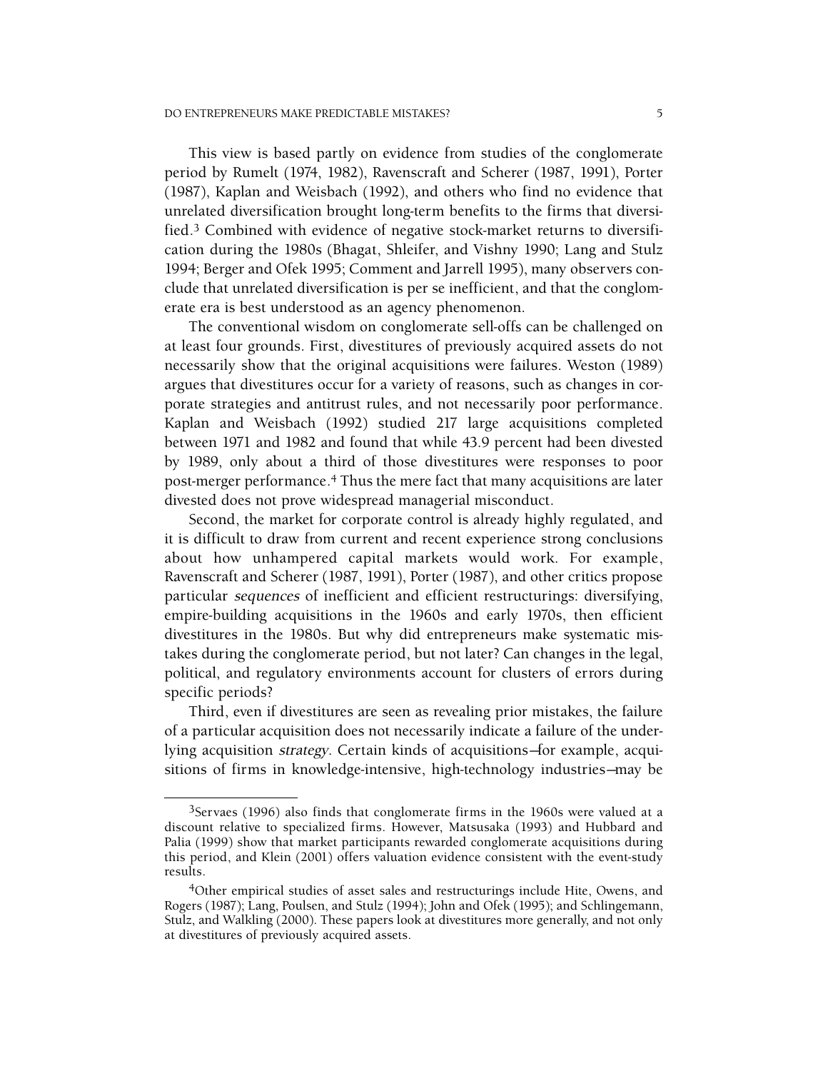This view is based partly on evidence from studies of the conglomerate period by Rumelt (1974, 1982), Ravenscraft and Scherer (1987, 1991), Porter (1987), Kaplan and Weisbach (1992), and others who find no evidence that unrelated diversification brought long-term benefits to the firms that diversified.[3] Combined with evidence of negative stock-market returns to diversification during the 1980s (Bhagat, Shleifer, and Vishny 1990; Lang and Stulz 1994; Berger and Ofek 1995; Comment and Jarrell 1995), many observers conclude that unrelated diversification is per se inefficient, and that the conglomerate era is best understood as an agency phenomenon.

The conventional wisdom on conglomerate sell-offs can be challenged on at least four grounds. First, divestitures of previously acquired assets do not necessarily show that the original acquisitions were failures. Weston (1989) argues that divestitures occur for a variety of reasons, such as changes in corporate strategies and antitrust rules, and not necessarily poor performance. Kaplan and Weisbach (1992) studied 217 large acquisitions completed between 1971 and 1982 and found that while 43.9 percent had been divested by 1989, only about a third of those divestitures were responses to poor post-merger performance.[4] Thus the mere fact that many acquisitions are later divested does not prove widespread managerial misconduct.

Second, the market for corporate control is already highly regulated, and it is difficult to draw from current and recent experience strong conclusions about how unhampered capital markets would work. For example, Ravenscraft and Scherer (1987, 1991), Porter (1987), and other critics propose particular *sequences* of inefficient and efficient restructurings: diversifying, empire-building acquisitions in the 1960s and early 1970s, then efficient divestitures in the 1980s. But why did entrepreneurs make systematic mistakes during the conglomerate period, but not later? Can changes in the legal, political, and regulatory environments account for clusters of errors during specific periods?

Third, even if divestitures are seen as revealing prior mistakes, the failure of a particular acquisition does not necessarily indicate a failure of the underlying acquisition *strategy*. Certain kinds of acquisitions—for example, acquisitions of firms in knowledge-intensive, high-technology industries—may be

---

[3] Servaes (1996) also finds that conglomerate firms in the 1960s were valued at a discount relative to specialized firms. However, Matsusaka (1993) and Hubbard and Palia (1999) show that market participants rewarded conglomerate acquisitions during this period, and Klein (2001) offers valuation evidence consistent with the event-study results.

[4] Other empirical studies of asset sales and restructurings include Hite, Owens, and Rogers (1987); Lang, Poulsen, and Stulz (1994); John and Ofek (1995); and Schlingemann, Stulz, and Walkling (2000). These papers look at divestitures more generally, and not only at divestitures of previously acquired assets.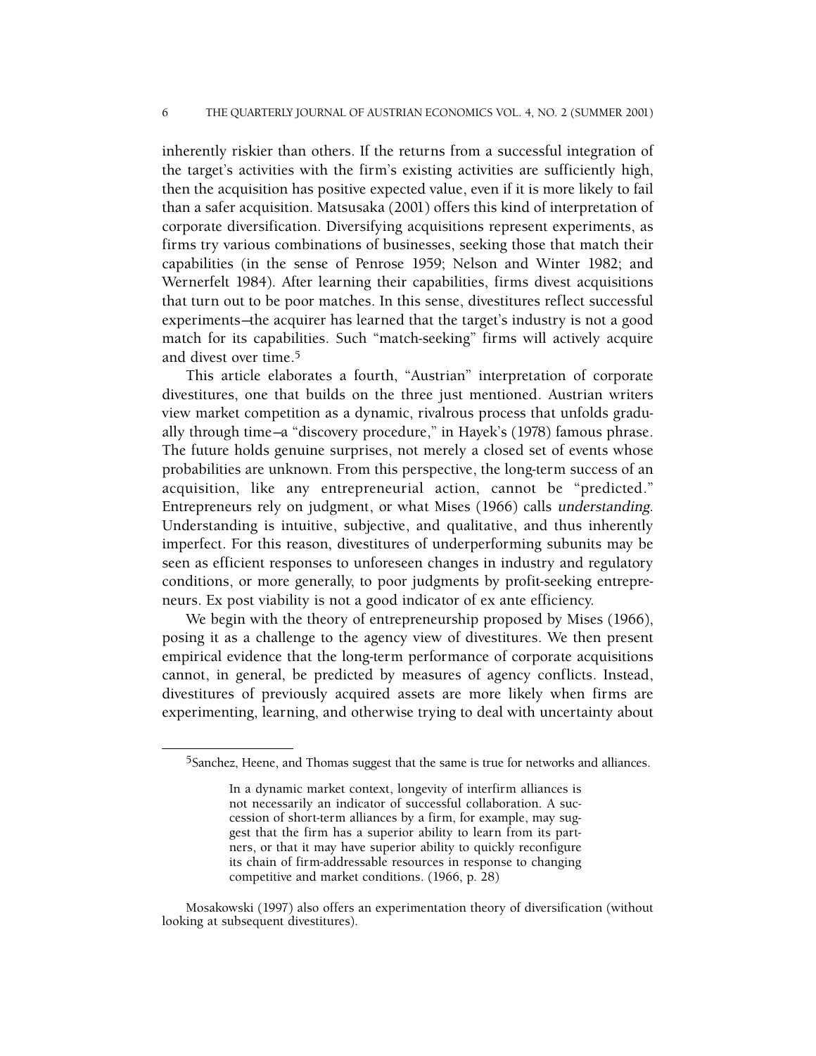inherently riskier than others. If the returns from a successful integration of the target's activities with the firm's existing activities are sufficiently high, then the acquisition has positive expected value, even if it is more likely to fail than a safer acquisition. Matsusaka (2001) offers this kind of interpretation of corporate diversification. Diversifying acquisitions represent experiments, as firms try various combinations of businesses, seeking those that match their capabilities (in the sense of Penrose 1959; Nelson and Winter 1982; and Wernerfelt 1984). After learning their capabilities, firms divest acquisitions that turn out to be poor matches. In this sense, divestitures reflect successful experiments—the acquirer has learned that the target's industry is not a good match for its capabilities. Such "match-seeking" firms will actively acquire and divest over time.[5]

This article elaborates a fourth, "Austrian" interpretation of corporate divestitures, one that builds on the three just mentioned. Austrian writers view market competition as a dynamic, rivalrous process that unfolds gradually through time—a "discovery procedure," in Hayek's (1978) famous phrase. The future holds genuine surprises, not merely a closed set of events whose probabilities are unknown. From this perspective, the long-term success of an acquisition, like any entrepreneurial action, cannot be "predicted." Entrepreneurs rely on judgment, or what Mises (1966) calls *understanding*. Understanding is intuitive, subjective, and qualitative, and thus inherently imperfect. For this reason, divestitures of underperforming subunits may be seen as efficient responses to unforeseen changes in industry and regulatory conditions, or more generally, to poor judgments by profit-seeking entrepreneurs. Ex post viability is not a good indicator of ex ante efficiency.

We begin with the theory of entrepreneurship proposed by Mises (1966), posing it as a challenge to the agency view of divestitures. We then present empirical evidence that the long-term performance of corporate acquisitions cannot, in general, be predicted by measures of agency conflicts. Instead, divestitures of previously acquired assets are more likely when firms are experimenting, learning, and otherwise trying to deal with uncertainty about

---

[5]Sanchez, Heene, and Thomas suggest that the same is true for networks and alliances.

> In a dynamic market context, longevity of interfirm alliances is not necessarily an indicator of successful collaboration. A succession of short-term alliances by a firm, for example, may suggest that the firm has a superior ability to learn from its partners, or that it may have superior ability to quickly reconfigure its chain of firm-addressable resources in response to changing competitive and market conditions. (1966, p. 28)

Mosakowski (1997) also offers an experimentation theory of diversification (without looking at subsequent divestitures).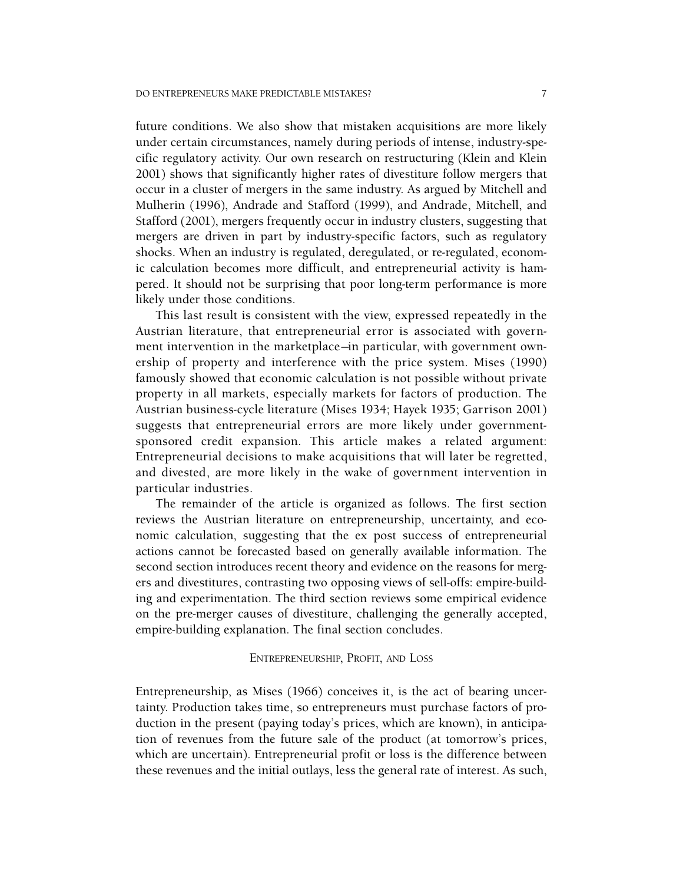future conditions. We also show that mistaken acquisitions are more likely under certain circumstances, namely during periods of intense, industry-specific regulatory activity. Our own research on restructuring (Klein and Klein 2001) shows that significantly higher rates of divestiture follow mergers that occur in a cluster of mergers in the same industry. As argued by Mitchell and Mulherin (1996), Andrade and Stafford (1999), and Andrade, Mitchell, and Stafford (2001), mergers frequently occur in industry clusters, suggesting that mergers are driven in part by industry-specific factors, such as regulatory shocks. When an industry is regulated, deregulated, or re-regulated, economic calculation becomes more difficult, and entrepreneurial activity is hampered. It should not be surprising that poor long-term performance is more likely under those conditions.

This last result is consistent with the view, expressed repeatedly in the Austrian literature, that entrepreneurial error is associated with government intervention in the marketplace—in particular, with government ownership of property and interference with the price system. Mises (1990) famously showed that economic calculation is not possible without private property in all markets, especially markets for factors of production. The Austrian business-cycle literature (Mises 1934; Hayek 1935; Garrison 2001) suggests that entrepreneurial errors are more likely under government-sponsored credit expansion. This article makes a related argument: Entrepreneurial decisions to make acquisitions that will later be regretted, and divested, are more likely in the wake of government intervention in particular industries.

The remainder of the article is organized as follows. The first section reviews the Austrian literature on entrepreneurship, uncertainty, and economic calculation, suggesting that the ex post success of entrepreneurial actions cannot be forecasted based on generally available information. The second section introduces recent theory and evidence on the reasons for mergers and divestitures, contrasting two opposing views of sell-offs: empire-building and experimentation. The third section reviews some empirical evidence on the pre-merger causes of divestiture, challenging the generally accepted, empire-building explanation. The final section concludes.

## Entrepreneurship, Profit, and Loss

Entrepreneurship, as Mises (1966) conceives it, is the act of bearing uncertainty. Production takes time, so entrepreneurs must purchase factors of production in the present (paying today's prices, which are known), in anticipation of revenues from the future sale of the product (at tomorrow's prices, which are uncertain). Entrepreneurial profit or loss is the difference between these revenues and the initial outlays, less the general rate of interest. As such,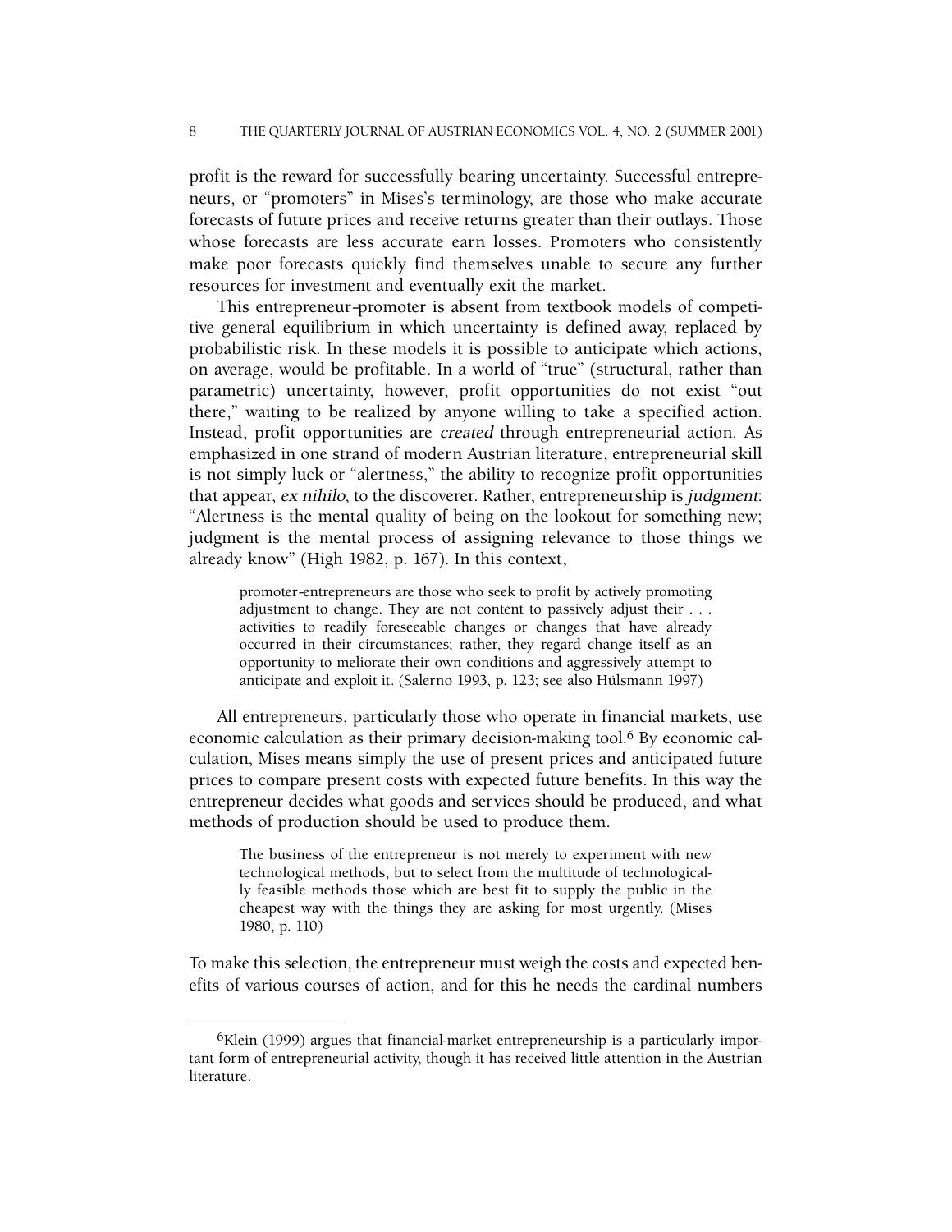profit is the reward for successfully bearing uncertainty. Successful entrepreneurs, or "promoters" in Mises's terminology, are those who make accurate forecasts of future prices and receive returns greater than their outlays. Those whose forecasts are less accurate earn losses. Promoters who consistently make poor forecasts quickly find themselves unable to secure any further resources for investment and eventually exit the market.

This entrepreneur-promoter is absent from textbook models of competitive general equilibrium in which uncertainty is defined away, replaced by probabilistic risk. In these models it is possible to anticipate which actions, on average, would be profitable. In a world of "true" (structural, rather than parametric) uncertainty, however, profit opportunities do not exist "out there," waiting to be realized by anyone willing to take a specified action. Instead, profit opportunities are *created* through entrepreneurial action. As emphasized in one strand of modern Austrian literature, entrepreneurial skill is not simply luck or "alertness," the ability to recognize profit opportunities that appear, *ex nihilo*, to the discoverer. Rather, entrepreneurship is *judgment*: "Alertness is the mental quality of being on the lookout for something new; judgment is the mental process of assigning relevance to those things we already know" (High 1982, p. 167). In this context,

> promoter-entrepreneurs are those who seek to profit by actively promoting adjustment to change. They are not content to passively adjust their . . . activities to readily foreseeable changes or changes that have already occurred in their circumstances; rather, they regard change itself as an opportunity to meliorate their own conditions and aggressively attempt to anticipate and exploit it. (Salerno 1993, p. 123; see also Hülsmann 1997)

All entrepreneurs, particularly those who operate in financial markets, use economic calculation as their primary decision-making tool.[6] By economic calculation, Mises means simply the use of present prices and anticipated future prices to compare present costs with expected future benefits. In this way the entrepreneur decides what goods and services should be produced, and what methods of production should be used to produce them.

> The business of the entrepreneur is not merely to experiment with new technological methods, but to select from the multitude of technologically feasible methods those which are best fit to supply the public in the cheapest way with the things they are asking for most urgently. (Mises 1980, p. 110)

To make this selection, the entrepreneur must weigh the costs and expected benefits of various courses of action, and for this he needs the cardinal numbers

[6]Klein (1999) argues that financial-market entrepreneurship is a particularly important form of entrepreneurial activity, though it has received little attention in the Austrian literature.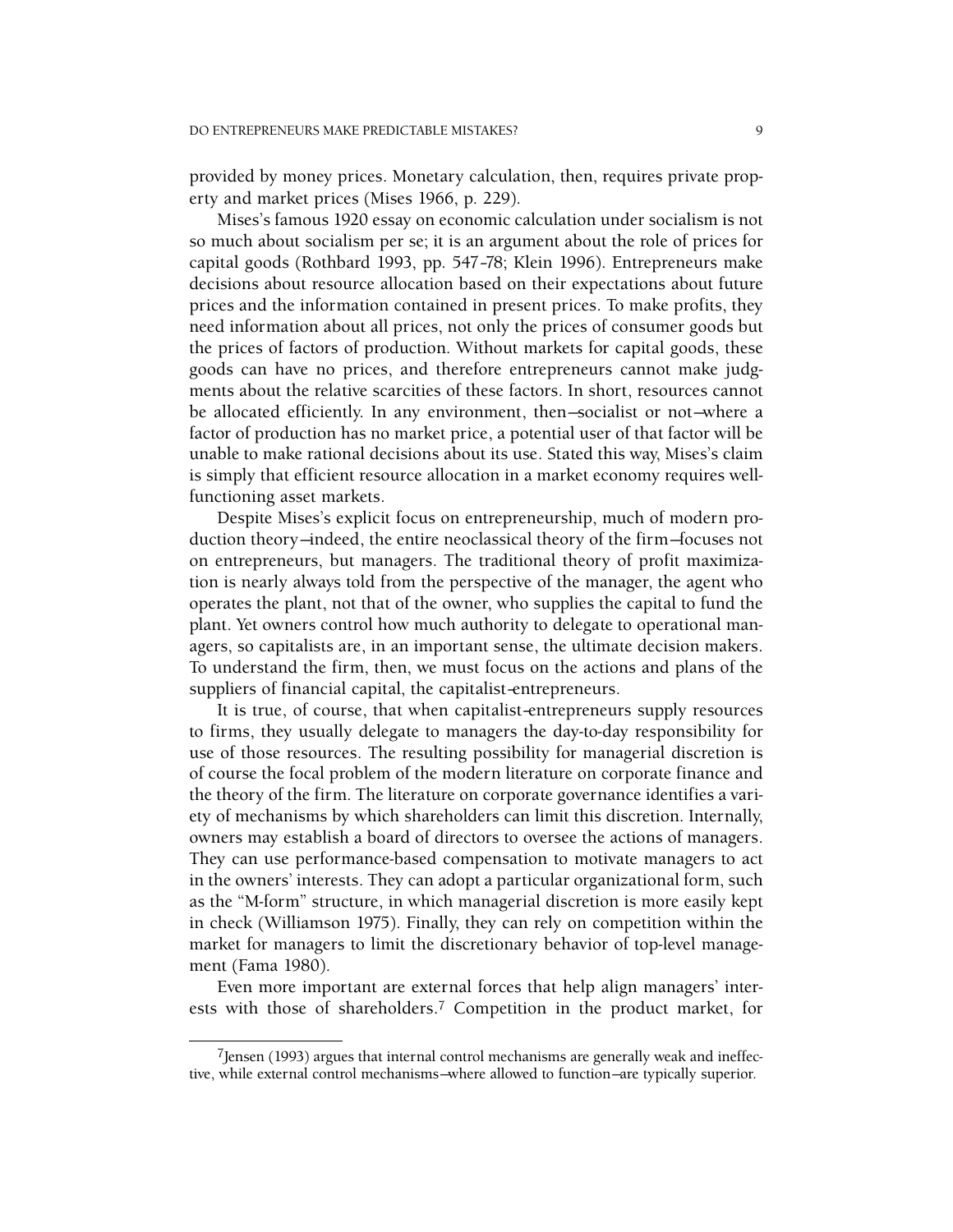provided by money prices. Monetary calculation, then, requires private property and market prices (Mises 1966, p. 229).

Mises's famous 1920 essay on economic calculation under socialism is not so much about socialism per se; it is an argument about the role of prices for capital goods (Rothbard 1993, pp. 547–78; Klein 1996). Entrepreneurs make decisions about resource allocation based on their expectations about future prices and the information contained in present prices. To make profits, they need information about all prices, not only the prices of consumer goods but the prices of factors of production. Without markets for capital goods, these goods can have no prices, and therefore entrepreneurs cannot make judgments about the relative scarcities of these factors. In short, resources cannot be allocated efficiently. In any environment, then—socialist or not—where a factor of production has no market price, a potential user of that factor will be unable to make rational decisions about its use. Stated this way, Mises's claim is simply that efficient resource allocation in a market economy requires well-functioning asset markets.

Despite Mises's explicit focus on entrepreneurship, much of modern production theory—indeed, the entire neoclassical theory of the firm—focuses not on entrepreneurs, but managers. The traditional theory of profit maximization is nearly always told from the perspective of the manager, the agent who operates the plant, not that of the owner, who supplies the capital to fund the plant. Yet owners control how much authority to delegate to operational managers, so capitalists are, in an important sense, the ultimate decision makers. To understand the firm, then, we must focus on the actions and plans of the suppliers of financial capital, the capitalist-entrepreneurs.

It is true, of course, that when capitalist-entrepreneurs supply resources to firms, they usually delegate to managers the day-to-day responsibility for use of those resources. The resulting possibility for managerial discretion is of course the focal problem of the modern literature on corporate finance and the theory of the firm. The literature on corporate governance identifies a variety of mechanisms by which shareholders can limit this discretion. Internally, owners may establish a board of directors to oversee the actions of managers. They can use performance-based compensation to motivate managers to act in the owners' interests. They can adopt a particular organizational form, such as the "M-form" structure, in which managerial discretion is more easily kept in check (Williamson 1975). Finally, they can rely on competition within the market for managers to limit the discretionary behavior of top-level management (Fama 1980).

Even more important are external forces that help align managers' interests with those of shareholders.[7] Competition in the product market, for

[7] Jensen (1993) argues that internal control mechanisms are generally weak and ineffective, while external control mechanisms—where allowed to function—are typically superior.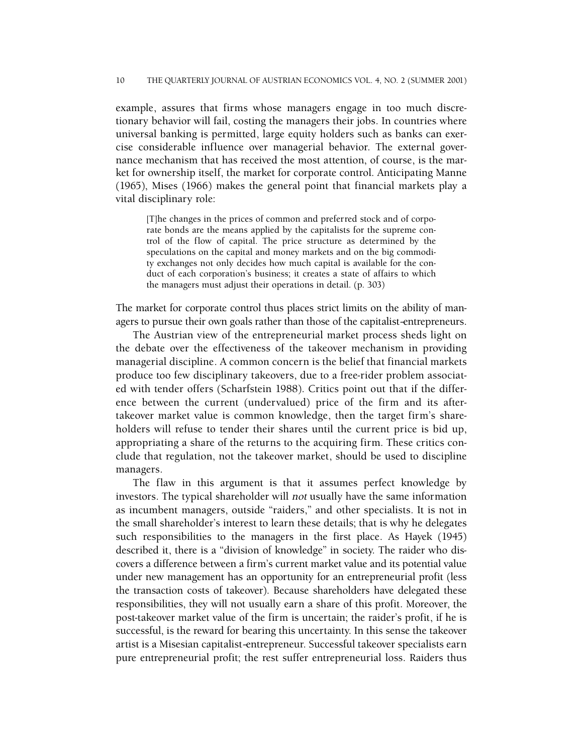example, assures that firms whose managers engage in too much discretionary behavior will fail, costing the managers their jobs. In countries where universal banking is permitted, large equity holders such as banks can exercise considerable influence over managerial behavior. The external governance mechanism that has received the most attention, of course, is the market for ownership itself, the market for corporate control. Anticipating Manne (1965), Mises (1966) makes the general point that financial markets play a vital disciplinary role:

> [T]he changes in the prices of common and preferred stock and of corporate bonds are the means applied by the capitalists for the supreme control of the flow of capital. The price structure as determined by the speculations on the capital and money markets and on the big commodity exchanges not only decides how much capital is available for the conduct of each corporation's business; it creates a state of affairs to which the managers must adjust their operations in detail. (p. 303)

The market for corporate control thus places strict limits on the ability of managers to pursue their own goals rather than those of the capitalist-entrepreneurs.

The Austrian view of the entrepreneurial market process sheds light on the debate over the effectiveness of the takeover mechanism in providing managerial discipline. A common concern is the belief that financial markets produce too few disciplinary takeovers, due to a free-rider problem associated with tender offers (Scharfstein 1988). Critics point out that if the difference between the current (undervalued) price of the firm and its after-takeover market value is common knowledge, then the target firm's shareholders will refuse to tender their shares until the current price is bid up, appropriating a share of the returns to the acquiring firm. These critics conclude that regulation, not the takeover market, should be used to discipline managers.

The flaw in this argument is that it assumes perfect knowledge by investors. The typical shareholder will *not* usually have the same information as incumbent managers, outside "raiders," and other specialists. It is not in the small shareholder's interest to learn these details; that is why he delegates such responsibilities to the managers in the first place. As Hayek (1945) described it, there is a "division of knowledge" in society. The raider who discovers a difference between a firm's current market value and its potential value under new management has an opportunity for an entrepreneurial profit (less the transaction costs of takeover). Because shareholders have delegated these responsibilities, they will not usually earn a share of this profit. Moreover, the post-takeover market value of the firm is uncertain; the raider's profit, if he is successful, is the reward for bearing this uncertainty. In this sense the takeover artist is a Misesian capitalist-entrepreneur. Successful takeover specialists earn pure entrepreneurial profit; the rest suffer entrepreneurial loss. Raiders thus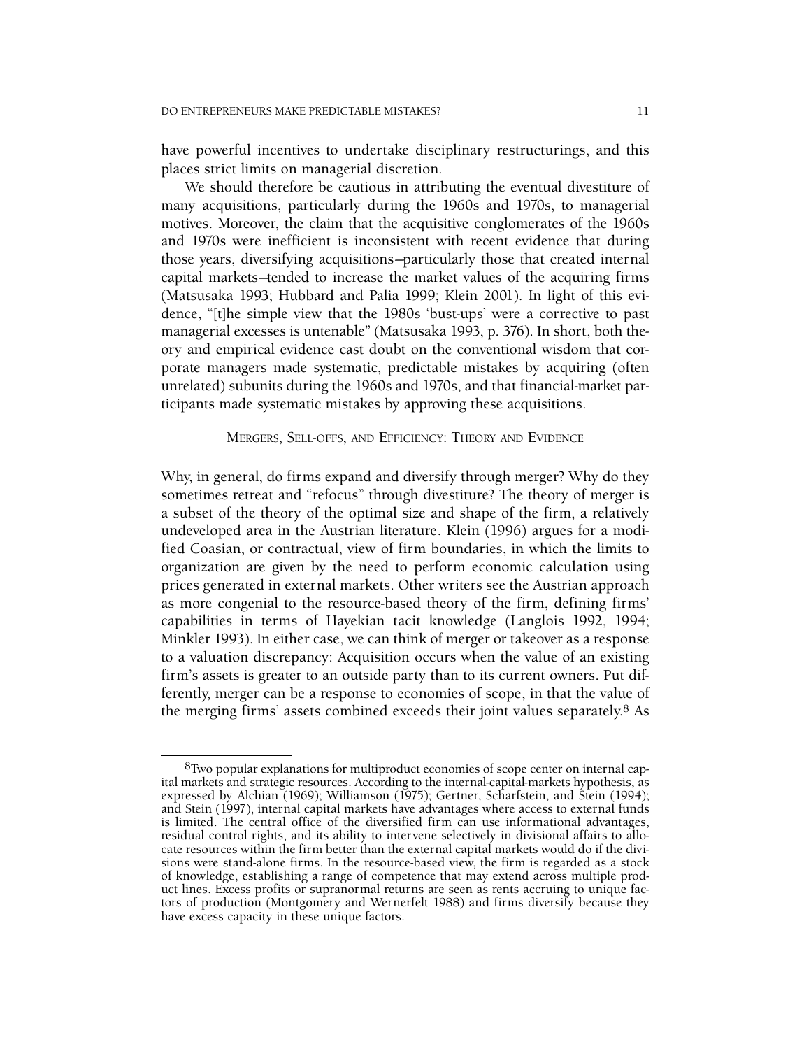have powerful incentives to undertake disciplinary restructurings, and this places strict limits on managerial discretion.

We should therefore be cautious in attributing the eventual divestiture of many acquisitions, particularly during the 1960s and 1970s, to managerial motives. Moreover, the claim that the acquisitive conglomerates of the 1960s and 1970s were inefficient is inconsistent with recent evidence that during those years, diversifying acquisitions—particularly those that created internal capital markets—tended to increase the market values of the acquiring firms (Matsusaka 1993; Hubbard and Palia 1999; Klein 2001). In light of this evidence, "[t]he simple view that the 1980s 'bust-ups' were a corrective to past managerial excesses is untenable" (Matsusaka 1993, p. 376). In short, both theory and empirical evidence cast doubt on the conventional wisdom that corporate managers made systematic, predictable mistakes by acquiring (often unrelated) subunits during the 1960s and 1970s, and that financial-market participants made systematic mistakes by approving these acquisitions.

## Mergers, Sell-offs, and Efficiency: Theory and Evidence

Why, in general, do firms expand and diversify through merger? Why do they sometimes retreat and "refocus" through divestiture? The theory of merger is a subset of the theory of the optimal size and shape of the firm, a relatively undeveloped area in the Austrian literature. Klein (1996) argues for a modified Coasian, or contractual, view of firm boundaries, in which the limits to organization are given by the need to perform economic calculation using prices generated in external markets. Other writers see the Austrian approach as more congenial to the resource-based theory of the firm, defining firms' capabilities in terms of Hayekian tacit knowledge (Langlois 1992, 1994; Minkler 1993). In either case, we can think of merger or takeover as a response to a valuation discrepancy: Acquisition occurs when the value of an existing firm's assets is greater to an outside party than to its current owners. Put differently, merger can be a response to economies of scope, in that the value of the merging firms' assets combined exceeds their joint values separately.[8] As

[8] Two popular explanations for multiproduct economies of scope center on internal capital markets and strategic resources. According to the internal-capital-markets hypothesis, as expressed by Alchian (1969); Williamson (1975); Gertner, Scharfstein, and Stein (1994); and Stein (1997), internal capital markets have advantages where access to external funds is limited. The central office of the diversified firm can use informational advantages, residual control rights, and its ability to intervene selectively in divisional affairs to allocate resources within the firm better than the external capital markets would do if the divisions were stand-alone firms. In the resource-based view, the firm is regarded as a stock of knowledge, establishing a range of competence that may extend across multiple product lines. Excess profits or supranormal returns are seen as rents accruing to unique factors of production (Montgomery and Wernerfelt 1988) and firms diversify because they have excess capacity in these unique factors.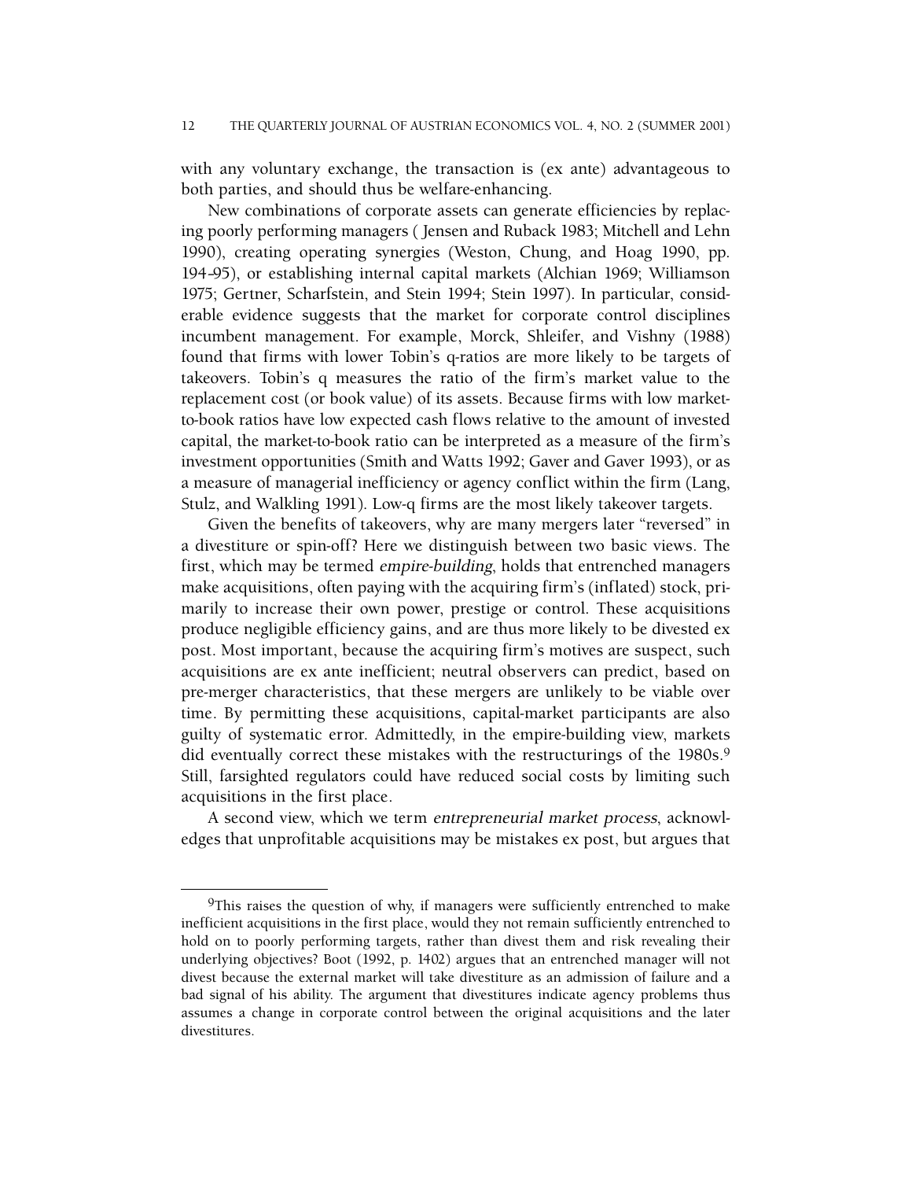with any voluntary exchange, the transaction is (ex ante) advantageous to both parties, and should thus be welfare-enhancing.

New combinations of corporate assets can generate efficiencies by replacing poorly performing managers ( Jensen and Ruback 1983; Mitchell and Lehn 1990), creating operating synergies (Weston, Chung, and Hoag 1990, pp. 194–95), or establishing internal capital markets (Alchian 1969; Williamson 1975; Gertner, Scharfstein, and Stein 1994; Stein 1997). In particular, considerable evidence suggests that the market for corporate control disciplines incumbent management. For example, Morck, Shleifer, and Vishny (1988) found that firms with lower Tobin's q-ratios are more likely to be targets of takeovers. Tobin's q measures the ratio of the firm's market value to the replacement cost (or book value) of its assets. Because firms with low market-to-book ratios have low expected cash flows relative to the amount of invested capital, the market-to-book ratio can be interpreted as a measure of the firm's investment opportunities (Smith and Watts 1992; Gaver and Gaver 1993), or as a measure of managerial inefficiency or agency conflict within the firm (Lang, Stulz, and Walkling 1991). Low-q firms are the most likely takeover targets.

Given the benefits of takeovers, why are many mergers later "reversed" in a divestiture or spin-off? Here we distinguish between two basic views. The first, which may be termed *empire-building*, holds that entrenched managers make acquisitions, often paying with the acquiring firm's (inflated) stock, primarily to increase their own power, prestige or control. These acquisitions produce negligible efficiency gains, and are thus more likely to be divested ex post. Most important, because the acquiring firm's motives are suspect, such acquisitions are ex ante inefficient; neutral observers can predict, based on pre-merger characteristics, that these mergers are unlikely to be viable over time. By permitting these acquisitions, capital-market participants are also guilty of systematic error. Admittedly, in the empire-building view, markets did eventually correct these mistakes with the restructurings of the 1980s.[9] Still, farsighted regulators could have reduced social costs by limiting such acquisitions in the first place.

A second view, which we term *entrepreneurial market process*, acknowledges that unprofitable acquisitions may be mistakes ex post, but argues that

---

[9]This raises the question of why, if managers were sufficiently entrenched to make inefficient acquisitions in the first place, would they not remain sufficiently entrenched to hold on to poorly performing targets, rather than divest them and risk revealing their underlying objectives? Boot (1992, p. 1402) argues that an entrenched manager will not divest because the external market will take divestiture as an admission of failure and a bad signal of his ability. The argument that divestitures indicate agency problems thus assumes a change in corporate control between the original acquisitions and the later divestitures.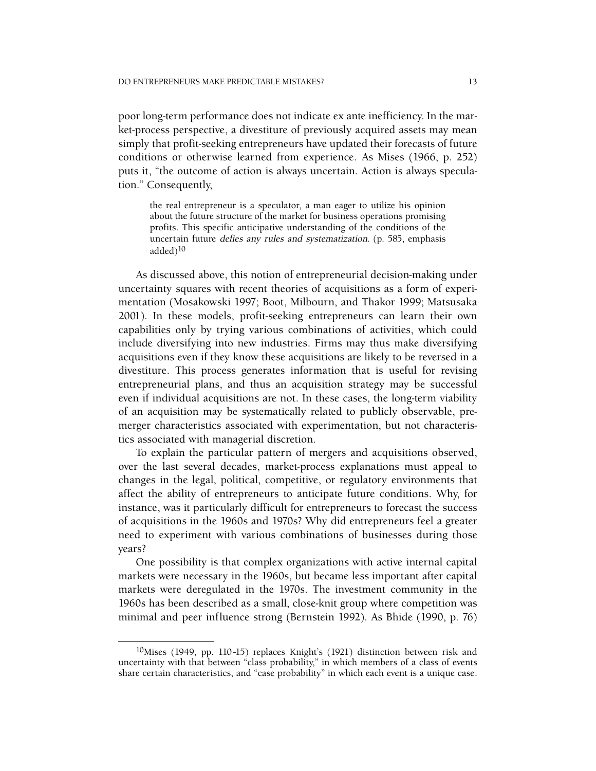poor long-term performance does not indicate ex ante inefficiency. In the market-process perspective, a divestiture of previously acquired assets may mean simply that profit-seeking entrepreneurs have updated their forecasts of future conditions or otherwise learned from experience. As Mises (1966, p. 252) puts it, "the outcome of action is always uncertain. Action is always speculation." Consequently,

> the real entrepreneur is a speculator, a man eager to utilize his opinion about the future structure of the market for business operations promising profits. This specific anticipative understanding of the conditions of the uncertain future *defies any rules and systematization*. (p. 585, emphasis added)[10]

As discussed above, this notion of entrepreneurial decision-making under uncertainty squares with recent theories of acquisitions as a form of experimentation (Mosakowski 1997; Boot, Milbourn, and Thakor 1999; Matsusaka 2001). In these models, profit-seeking entrepreneurs can learn their own capabilities only by trying various combinations of activities, which could include diversifying into new industries. Firms may thus make diversifying acquisitions even if they know these acquisitions are likely to be reversed in a divestiture. This process generates information that is useful for revising entrepreneurial plans, and thus an acquisition strategy may be successful even if individual acquisitions are not. In these cases, the long-term viability of an acquisition may be systematically related to publicly observable, pre-merger characteristics associated with experimentation, but not characteristics associated with managerial discretion.

To explain the particular pattern of mergers and acquisitions observed, over the last several decades, market-process explanations must appeal to changes in the legal, political, competitive, or regulatory environments that affect the ability of entrepreneurs to anticipate future conditions. Why, for instance, was it particularly difficult for entrepreneurs to forecast the success of acquisitions in the 1960s and 1970s? Why did entrepreneurs feel a greater need to experiment with various combinations of businesses during those years?

One possibility is that complex organizations with active internal capital markets were necessary in the 1960s, but became less important after capital markets were deregulated in the 1970s. The investment community in the 1960s has been described as a small, close-knit group where competition was minimal and peer influence strong (Bernstein 1992). As Bhide (1990, p. 76)

[10] Mises (1949, pp. 110–15) replaces Knight's (1921) distinction between risk and uncertainty with that between "class probability," in which members of a class of events share certain characteristics, and "case probability" in which each event is a unique case.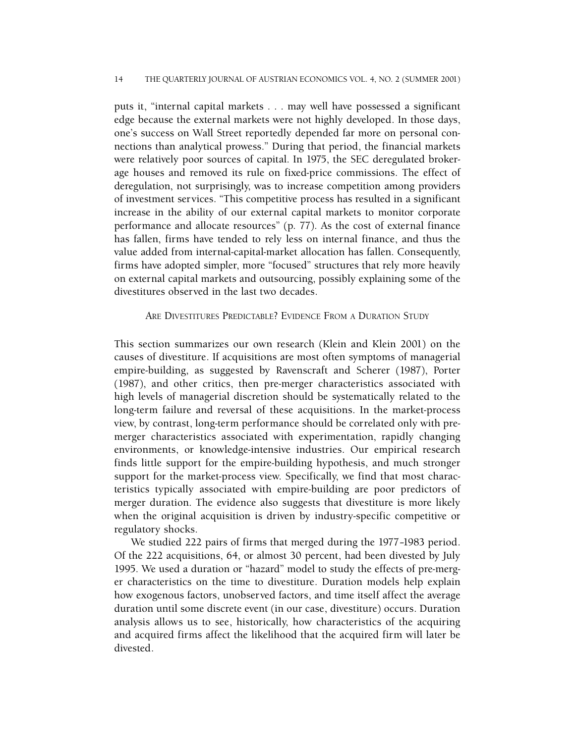puts it, "internal capital markets . . . may well have possessed a significant edge because the external markets were not highly developed. In those days, one's success on Wall Street reportedly depended far more on personal connections than analytical prowess." During that period, the financial markets were relatively poor sources of capital. In 1975, the SEC deregulated brokerage houses and removed its rule on fixed-price commissions. The effect of deregulation, not surprisingly, was to increase competition among providers of investment services. "This competitive process has resulted in a significant increase in the ability of our external capital markets to monitor corporate performance and allocate resources" (p. 77). As the cost of external finance has fallen, firms have tended to rely less on internal finance, and thus the value added from internal-capital-market allocation has fallen. Consequently, firms have adopted simpler, more "focused" structures that rely more heavily on external capital markets and outsourcing, possibly explaining some of the divestitures observed in the last two decades.

## Are Divestitures Predictable? Evidence From a Duration Study

This section summarizes our own research (Klein and Klein 2001) on the causes of divestiture. If acquisitions are most often symptoms of managerial empire-building, as suggested by Ravenscraft and Scherer (1987), Porter (1987), and other critics, then pre-merger characteristics associated with high levels of managerial discretion should be systematically related to the long-term failure and reversal of these acquisitions. In the market-process view, by contrast, long-term performance should be correlated only with pre-merger characteristics associated with experimentation, rapidly changing environments, or knowledge-intensive industries. Our empirical research finds little support for the empire-building hypothesis, and much stronger support for the market-process view. Specifically, we find that most characteristics typically associated with empire-building are poor predictors of merger duration. The evidence also suggests that divestiture is more likely when the original acquisition is driven by industry-specific competitive or regulatory shocks.

We studied 222 pairs of firms that merged during the 1977–1983 period. Of the 222 acquisitions, 64, or almost 30 percent, had been divested by July 1995. We used a duration or "hazard" model to study the effects of pre-merger characteristics on the time to divestiture. Duration models help explain how exogenous factors, unobserved factors, and time itself affect the average duration until some discrete event (in our case, divestiture) occurs. Duration analysis allows us to see, historically, how characteristics of the acquiring and acquired firms affect the likelihood that the acquired firm will later be divested.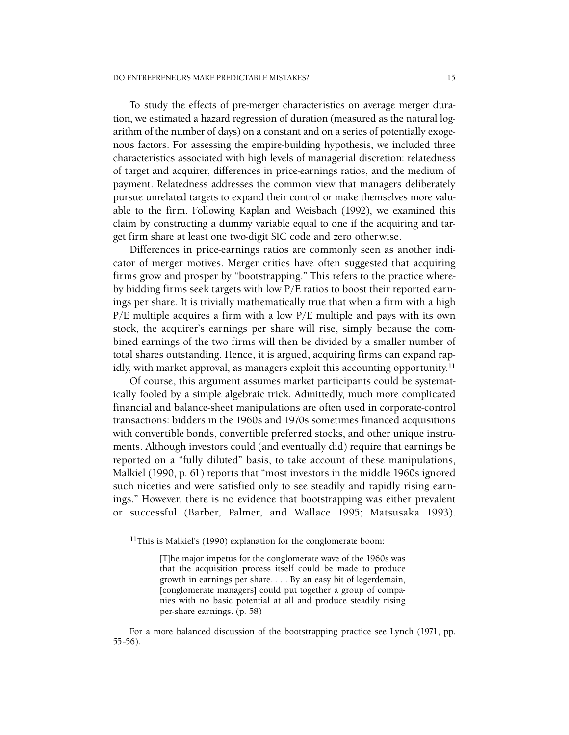To study the effects of pre-merger characteristics on average merger duration, we estimated a hazard regression of duration (measured as the natural logarithm of the number of days) on a constant and on a series of potentially exogenous factors. For assessing the empire-building hypothesis, we included three characteristics associated with high levels of managerial discretion: relatedness of target and acquirer, differences in price-earnings ratios, and the medium of payment. Relatedness addresses the common view that managers deliberately pursue unrelated targets to expand their control or make themselves more valuable to the firm. Following Kaplan and Weisbach (1992), we examined this claim by constructing a dummy variable equal to one if the acquiring and target firm share at least one two-digit SIC code and zero otherwise.

Differences in price-earnings ratios are commonly seen as another indicator of merger motives. Merger critics have often suggested that acquiring firms grow and prosper by "bootstrapping." This refers to the practice whereby bidding firms seek targets with low P/E ratios to boost their reported earnings per share. It is trivially mathematically true that when a firm with a high P/E multiple acquires a firm with a low P/E multiple and pays with its own stock, the acquirer's earnings per share will rise, simply because the combined earnings of the two firms will then be divided by a smaller number of total shares outstanding. Hence, it is argued, acquiring firms can expand rapidly, with market approval, as managers exploit this accounting opportunity.[11]

Of course, this argument assumes market participants could be systematically fooled by a simple algebraic trick. Admittedly, much more complicated financial and balance-sheet manipulations are often used in corporate-control transactions: bidders in the 1960s and 1970s sometimes financed acquisitions with convertible bonds, convertible preferred stocks, and other unique instruments. Although investors could (and eventually did) require that earnings be reported on a "fully diluted" basis, to take account of these manipulations, Malkiel (1990, p. 61) reports that "most investors in the middle 1960s ignored such niceties and were satisfied only to see steadily and rapidly rising earnings." However, there is no evidence that bootstrapping was either prevalent or successful (Barber, Palmer, and Wallace 1995; Matsusaka 1993).

---

[11] This is Malkiel's (1990) explanation for the conglomerate boom:

> [T]he major impetus for the conglomerate wave of the 1960s was that the acquisition process itself could be made to produce growth in earnings per share. . . . By an easy bit of legerdemain, [conglomerate managers] could put together a group of companies with no basic potential at all and produce steadily rising per-share earnings. (p. 58)

For a more balanced discussion of the bootstrapping practice see Lynch (1971, pp. 55-56).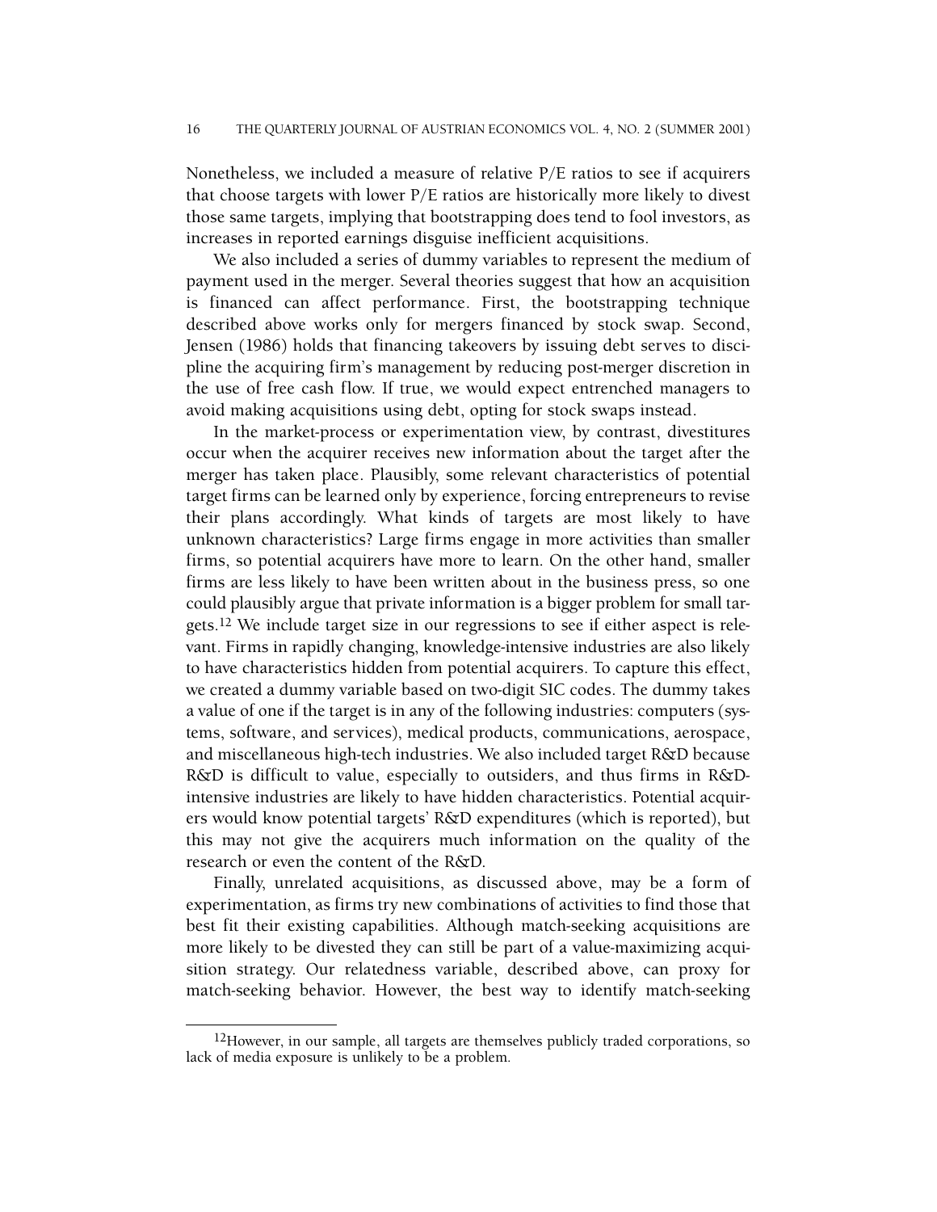Nonetheless, we included a measure of relative P/E ratios to see if acquirers that choose targets with lower P/E ratios are historically more likely to divest those same targets, implying that bootstrapping does tend to fool investors, as increases in reported earnings disguise inefficient acquisitions.

We also included a series of dummy variables to represent the medium of payment used in the merger. Several theories suggest that how an acquisition is financed can affect performance. First, the bootstrapping technique described above works only for mergers financed by stock swap. Second, Jensen (1986) holds that financing takeovers by issuing debt serves to discipline the acquiring firm's management by reducing post-merger discretion in the use of free cash flow. If true, we would expect entrenched managers to avoid making acquisitions using debt, opting for stock swaps instead.

In the market-process or experimentation view, by contrast, divestitures occur when the acquirer receives new information about the target after the merger has taken place. Plausibly, some relevant characteristics of potential target firms can be learned only by experience, forcing entrepreneurs to revise their plans accordingly. What kinds of targets are most likely to have unknown characteristics? Large firms engage in more activities than smaller firms, so potential acquirers have more to learn. On the other hand, smaller firms are less likely to have been written about in the business press, so one could plausibly argue that private information is a bigger problem for small targets.[12] We include target size in our regressions to see if either aspect is relevant. Firms in rapidly changing, knowledge-intensive industries are also likely to have characteristics hidden from potential acquirers. To capture this effect, we created a dummy variable based on two-digit SIC codes. The dummy takes a value of one if the target is in any of the following industries: computers (systems, software, and services), medical products, communications, aerospace, and miscellaneous high-tech industries. We also included target R&D because R&D is difficult to value, especially to outsiders, and thus firms in R&D-intensive industries are likely to have hidden characteristics. Potential acquirers would know potential targets' R&D expenditures (which is reported), but this may not give the acquirers much information on the quality of the research or even the content of the R&D.

Finally, unrelated acquisitions, as discussed above, may be a form of experimentation, as firms try new combinations of activities to find those that best fit their existing capabilities. Although match-seeking acquisitions are more likely to be divested they can still be part of a value-maximizing acquisition strategy. Our relatedness variable, described above, can proxy for match-seeking behavior. However, the best way to identify match-seeking

[12] However, in our sample, all targets are themselves publicly traded corporations, so lack of media exposure is unlikely to be a problem.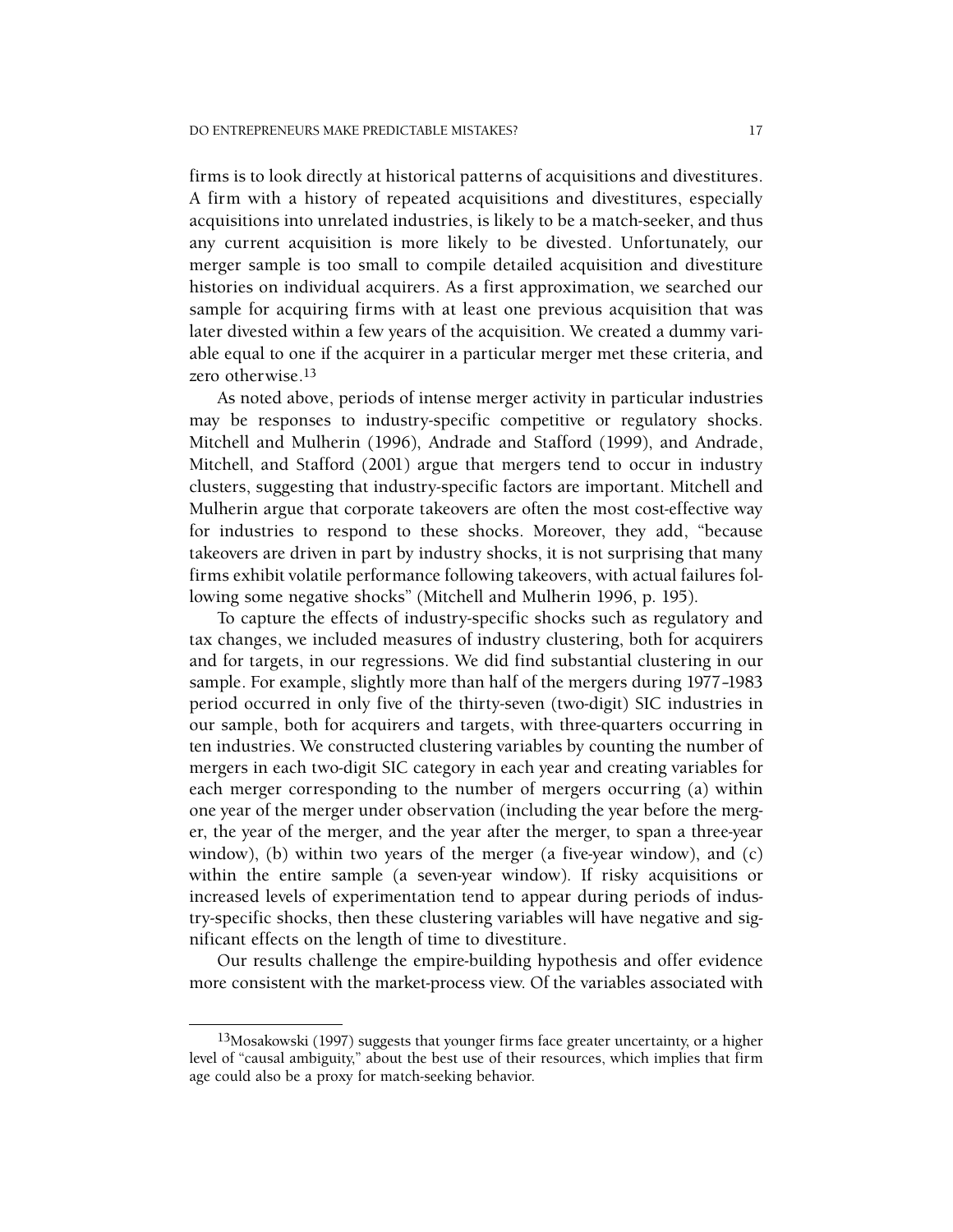firms is to look directly at historical patterns of acquisitions and divestitures. A firm with a history of repeated acquisitions and divestitures, especially acquisitions into unrelated industries, is likely to be a match-seeker, and thus any current acquisition is more likely to be divested. Unfortunately, our merger sample is too small to compile detailed acquisition and divestiture histories on individual acquirers. As a first approximation, we searched our sample for acquiring firms with at least one previous acquisition that was later divested within a few years of the acquisition. We created a dummy variable equal to one if the acquirer in a particular merger met these criteria, and zero otherwise.[13]

As noted above, periods of intense merger activity in particular industries may be responses to industry-specific competitive or regulatory shocks. Mitchell and Mulherin (1996), Andrade and Stafford (1999), and Andrade, Mitchell, and Stafford (2001) argue that mergers tend to occur in industry clusters, suggesting that industry-specific factors are important. Mitchell and Mulherin argue that corporate takeovers are often the most cost-effective way for industries to respond to these shocks. Moreover, they add, "because takeovers are driven in part by industry shocks, it is not surprising that many firms exhibit volatile performance following takeovers, with actual failures following some negative shocks" (Mitchell and Mulherin 1996, p. 195).

To capture the effects of industry-specific shocks such as regulatory and tax changes, we included measures of industry clustering, both for acquirers and for targets, in our regressions. We did find substantial clustering in our sample. For example, slightly more than half of the mergers during 1977–1983 period occurred in only five of the thirty-seven (two-digit) SIC industries in our sample, both for acquirers and targets, with three-quarters occurring in ten industries. We constructed clustering variables by counting the number of mergers in each two-digit SIC category in each year and creating variables for each merger corresponding to the number of mergers occurring (a) within one year of the merger under observation (including the year before the merger, the year of the merger, and the year after the merger, to span a three-year window), (b) within two years of the merger (a five-year window), and (c) within the entire sample (a seven-year window). If risky acquisitions or increased levels of experimentation tend to appear during periods of industry-specific shocks, then these clustering variables will have negative and significant effects on the length of time to divestiture.

Our results challenge the empire-building hypothesis and offer evidence more consistent with the market-process view. Of the variables associated with

[13] Mosakowski (1997) suggests that younger firms face greater uncertainty, or a higher level of "causal ambiguity," about the best use of their resources, which implies that firm age could also be a proxy for match-seeking behavior.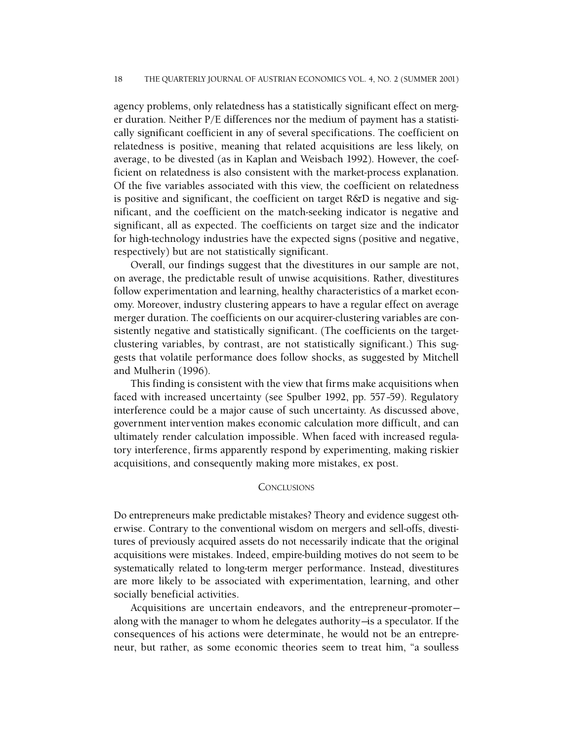agency problems, only relatedness has a statistically significant effect on merger duration. Neither P/E differences nor the medium of payment has a statistically significant coefficient in any of several specifications. The coefficient on relatedness is positive, meaning that related acquisitions are less likely, on average, to be divested (as in Kaplan and Weisbach 1992). However, the coefficient on relatedness is also consistent with the market-process explanation. Of the five variables associated with this view, the coefficient on relatedness is positive and significant, the coefficient on target R&D is negative and significant, and the coefficient on the match-seeking indicator is negative and significant, all as expected. The coefficients on target size and the indicator for high-technology industries have the expected signs (positive and negative, respectively) but are not statistically significant.

Overall, our findings suggest that the divestitures in our sample are not, on average, the predictable result of unwise acquisitions. Rather, divestitures follow experimentation and learning, healthy characteristics of a market economy. Moreover, industry clustering appears to have a regular effect on average merger duration. The coefficients on our acquirer-clustering variables are consistently negative and statistically significant. (The coefficients on the target-clustering variables, by contrast, are not statistically significant.) This suggests that volatile performance does follow shocks, as suggested by Mitchell and Mulherin (1996).

This finding is consistent with the view that firms make acquisitions when faced with increased uncertainty (see Spulber 1992, pp. 557–59). Regulatory interference could be a major cause of such uncertainty. As discussed above, government intervention makes economic calculation more difficult, and can ultimately render calculation impossible. When faced with increased regulatory interference, firms apparently respond by experimenting, making riskier acquisitions, and consequently making more mistakes, ex post.

## Conclusions

Do entrepreneurs make predictable mistakes? Theory and evidence suggest otherwise. Contrary to the conventional wisdom on mergers and sell-offs, divestitures of previously acquired assets do not necessarily indicate that the original acquisitions were mistakes. Indeed, empire-building motives do not seem to be systematically related to long-term merger performance. Instead, divestitures are more likely to be associated with experimentation, learning, and other socially beneficial activities.

Acquisitions are uncertain endeavors, and the entrepreneur-promoter—along with the manager to whom he delegates authority—is a speculator. If the consequences of his actions were determinate, he would not be an entrepreneur, but rather, as some economic theories seem to treat him, "a soulless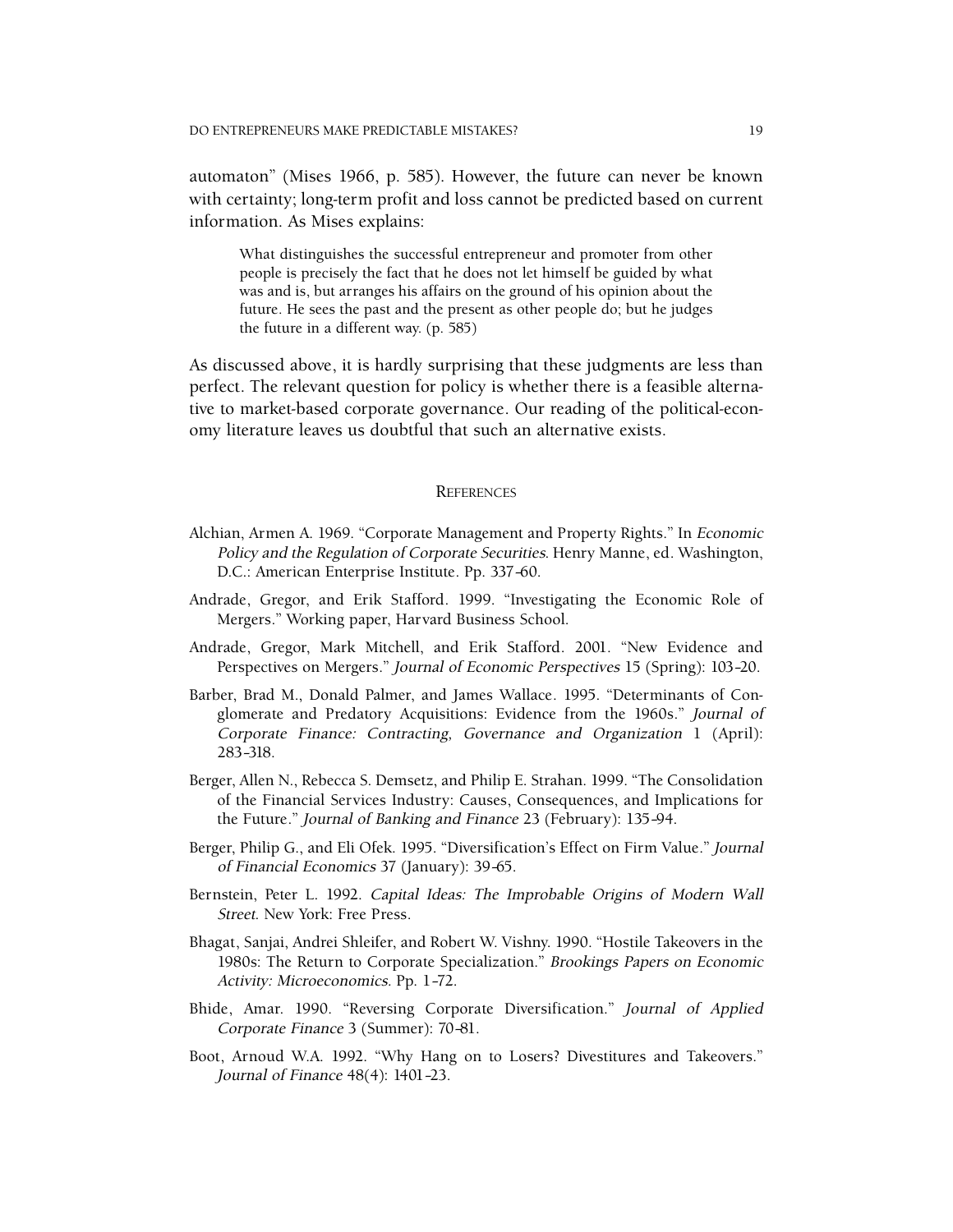automaton" (Mises 1966, p. 585). However, the future can never be known with certainty; long-term profit and loss cannot be predicted based on current information. As Mises explains:

> What distinguishes the successful entrepreneur and promoter from other people is precisely the fact that he does not let himself be guided by what was and is, but arranges his affairs on the ground of his opinion about the future. He sees the past and the present as other people do; but he judges the future in a different way. (p. 585)

As discussed above, it is hardly surprising that these judgments are less than perfect. The relevant question for policy is whether there is a feasible alternative to market-based corporate governance. Our reading of the political-economy literature leaves us doubtful that such an alternative exists.

## References

Alchian, Armen A. 1969. "Corporate Management and Property Rights." In *Economic Policy and the Regulation of Corporate Securities*. Henry Manne, ed. Washington, D.C.: American Enterprise Institute. Pp. 337–60.

Andrade, Gregor, and Erik Stafford. 1999. "Investigating the Economic Role of Mergers." Working paper, Harvard Business School.

Andrade, Gregor, Mark Mitchell, and Erik Stafford. 2001. "New Evidence and Perspectives on Mergers." *Journal of Economic Perspectives* 15 (Spring): 103–20.

Barber, Brad M., Donald Palmer, and James Wallace. 1995. "Determinants of Conglomerate and Predatory Acquisitions: Evidence from the 1960s." *Journal of Corporate Finance: Contracting, Governance and Organization* 1 (April): 283–318.

Berger, Allen N., Rebecca S. Demsetz, and Philip E. Strahan. 1999. "The Consolidation of the Financial Services Industry: Causes, Consequences, and Implications for the Future." *Journal of Banking and Finance* 23 (February): 135–94.

Berger, Philip G., and Eli Ofek. 1995. "Diversification's Effect on Firm Value." *Journal of Financial Economics* 37 (January): 39–65.

Bernstein, Peter L. 1992. *Capital Ideas: The Improbable Origins of Modern Wall Street*. New York: Free Press.

Bhagat, Sanjai, Andrei Shleifer, and Robert W. Vishny. 1990. "Hostile Takeovers in the 1980s: The Return to Corporate Specialization." *Brookings Papers on Economic Activity: Microeconomics*. Pp. 1–72.

Bhide, Amar. 1990. "Reversing Corporate Diversification." *Journal of Applied Corporate Finance* 3 (Summer): 70–81.

Boot, Arnoud W.A. 1992. "Why Hang on to Losers? Divestitures and Takeovers." *Journal of Finance* 48(4): 1401–23.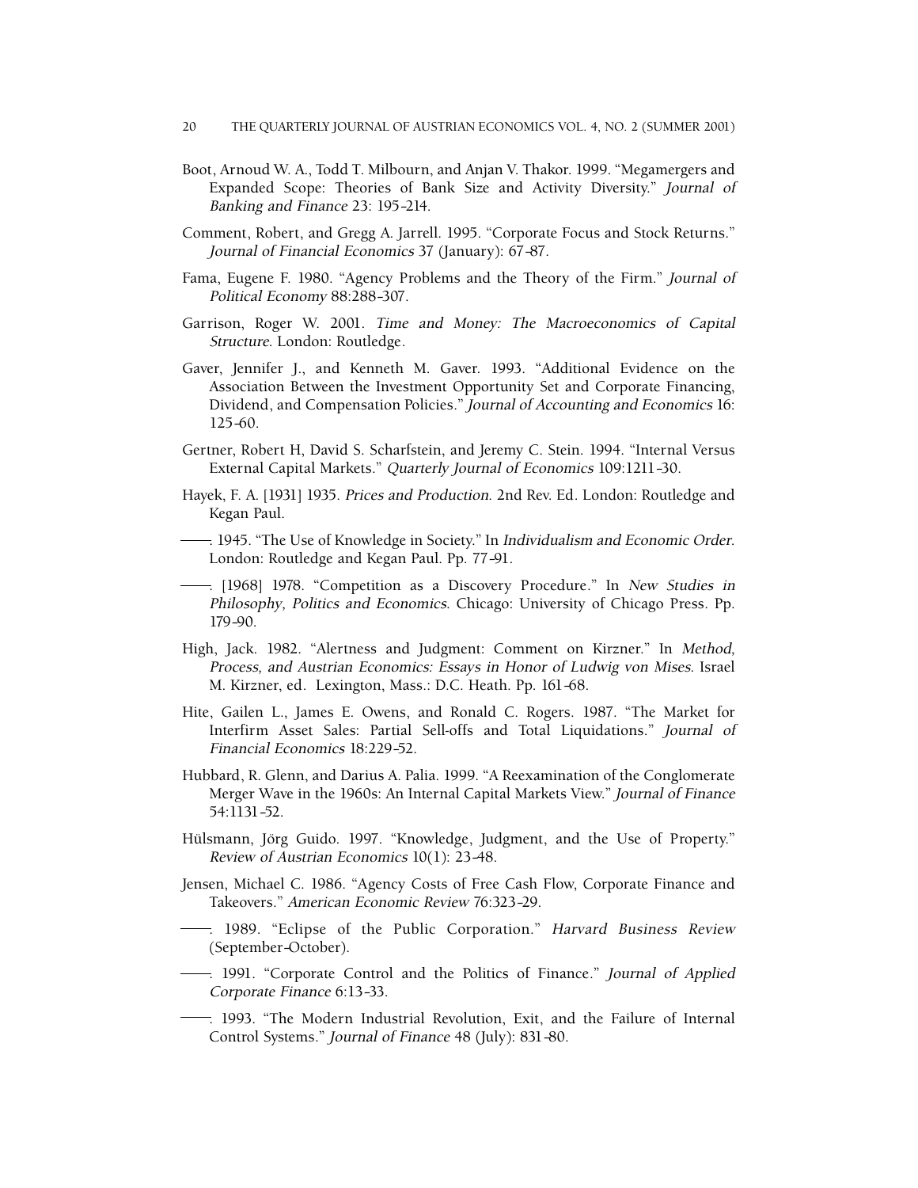Boot, Arnoud W. A., Todd T. Milbourn, and Anjan V. Thakor. 1999. "Megamergers and Expanded Scope: Theories of Bank Size and Activity Diversity." *Journal of Banking and Finance* 23: 195–214.

Comment, Robert, and Gregg A. Jarrell. 1995. "Corporate Focus and Stock Returns." *Journal of Financial Economics* 37 (January): 67–87.

Fama, Eugene F. 1980. "Agency Problems and the Theory of the Firm." *Journal of Political Economy* 88:288–307.

Garrison, Roger W. 2001. *Time and Money: The Macroeconomics of Capital Structure*. London: Routledge.

Gaver, Jennifer J., and Kenneth M. Gaver. 1993. "Additional Evidence on the Association Between the Investment Opportunity Set and Corporate Financing, Dividend, and Compensation Policies." *Journal of Accounting and Economics* 16: 125–60.

Gertner, Robert H, David S. Scharfstein, and Jeremy C. Stein. 1994. "Internal Versus External Capital Markets." *Quarterly Journal of Economics* 109:1211–30.

Hayek, F. A. [1931] 1935. *Prices and Production*. 2nd Rev. Ed. London: Routledge and Kegan Paul.

——. 1945. "The Use of Knowledge in Society." In *Individualism and Economic Order*. London: Routledge and Kegan Paul. Pp. 77–91.

——. [1968] 1978. "Competition as a Discovery Procedure." In *New Studies in Philosophy, Politics and Economics*. Chicago: University of Chicago Press. Pp. 179–90.

High, Jack. 1982. "Alertness and Judgment: Comment on Kirzner." In *Method, Process, and Austrian Economics: Essays in Honor of Ludwig von Mises*. Israel M. Kirzner, ed. Lexington, Mass.: D.C. Heath. Pp. 161–68.

Hite, Gailen L., James E. Owens, and Ronald C. Rogers. 1987. "The Market for Interfirm Asset Sales: Partial Sell-offs and Total Liquidations." *Journal of Financial Economics* 18:229–52.

Hubbard, R. Glenn, and Darius A. Palia. 1999. "A Reexamination of the Conglomerate Merger Wave in the 1960s: An Internal Capital Markets View." *Journal of Finance* 54:1131–52.

Hülsmann, Jörg Guido. 1997. "Knowledge, Judgment, and the Use of Property." *Review of Austrian Economics* 10(1): 23–48.

Jensen, Michael C. 1986. "Agency Costs of Free Cash Flow, Corporate Finance and Takeovers." *American Economic Review* 76:323–29.

——. 1989. "Eclipse of the Public Corporation." *Harvard Business Review* (September–October).

——. 1991. "Corporate Control and the Politics of Finance." *Journal of Applied Corporate Finance* 6:13–33.

——. 1993. "The Modern Industrial Revolution, Exit, and the Failure of Internal Control Systems." *Journal of Finance* 48 (July): 831–80.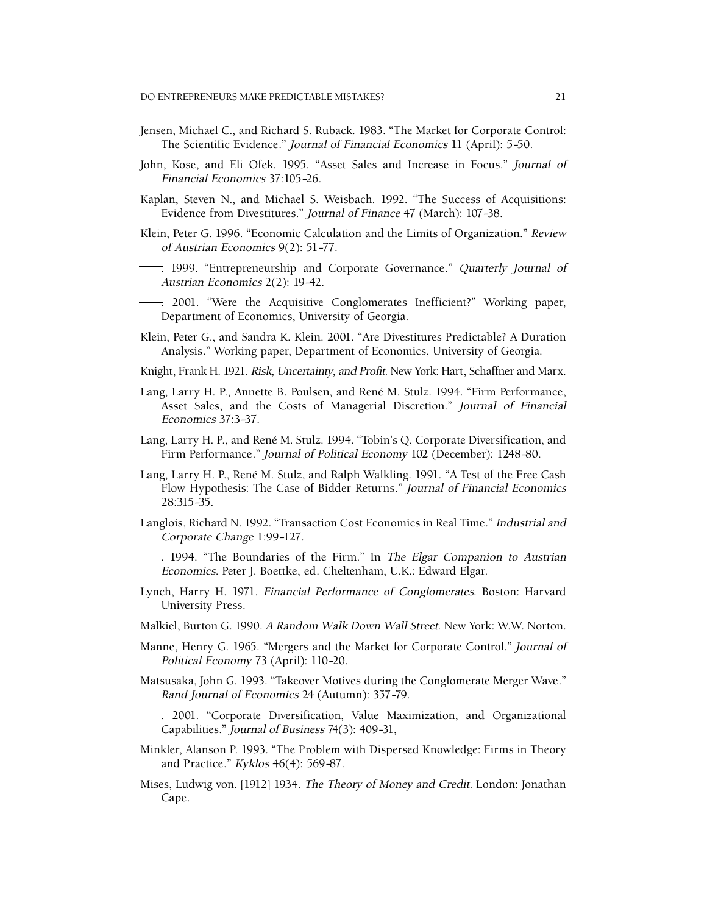Jensen, Michael C., and Richard S. Ruback. 1983. "The Market for Corporate Control: The Scientific Evidence." *Journal of Financial Economics* 11 (April): 5–50.

John, Kose, and Eli Ofek. 1995. "Asset Sales and Increase in Focus." *Journal of Financial Economics* 37:105–26.

Kaplan, Steven N., and Michael S. Weisbach. 1992. "The Success of Acquisitions: Evidence from Divestitures." *Journal of Finance* 47 (March): 107–38.

Klein, Peter G. 1996. "Economic Calculation and the Limits of Organization." *Review of Austrian Economics* 9(2): 51–77.

——. 1999. "Entrepreneurship and Corporate Governance." *Quarterly Journal of Austrian Economics* 2(2): 19–42.

——. 2001. "Were the Acquisitive Conglomerates Inefficient?" Working paper, Department of Economics, University of Georgia.

Klein, Peter G., and Sandra K. Klein. 2001. "Are Divestitures Predictable? A Duration Analysis." Working paper, Department of Economics, University of Georgia.

Knight, Frank H. 1921. *Risk, Uncertainty, and Profit*. New York: Hart, Schaffner and Marx.

Lang, Larry H. P., Annette B. Poulsen, and René M. Stulz. 1994. "Firm Performance, Asset Sales, and the Costs of Managerial Discretion." *Journal of Financial Economics* 37:3–37.

Lang, Larry H. P., and René M. Stulz. 1994. "Tobin's Q, Corporate Diversification, and Firm Performance." *Journal of Political Economy* 102 (December): 1248–80.

Lang, Larry H. P., René M. Stulz, and Ralph Walkling. 1991. "A Test of the Free Cash Flow Hypothesis: The Case of Bidder Returns." *Journal of Financial Economics* 28:315–35.

Langlois, Richard N. 1992. "Transaction Cost Economics in Real Time." *Industrial and Corporate Change* 1:99–127.

——. 1994. "The Boundaries of the Firm." In *The Elgar Companion to Austrian Economics*. Peter J. Boettke, ed. Cheltenham, U.K.: Edward Elgar.

Lynch, Harry H. 1971. *Financial Performance of Conglomerates*. Boston: Harvard University Press.

Malkiel, Burton G. 1990. *A Random Walk Down Wall Street*. New York: W.W. Norton.

Manne, Henry G. 1965. "Mergers and the Market for Corporate Control." *Journal of Political Economy* 73 (April): 110–20.

Matsusaka, John G. 1993. "Takeover Motives during the Conglomerate Merger Wave." *Rand Journal of Economics* 24 (Autumn): 357–79.

——. 2001. "Corporate Diversification, Value Maximization, and Organizational Capabilities." *Journal of Business* 74(3): 409–31,

Minkler, Alanson P. 1993. "The Problem with Dispersed Knowledge: Firms in Theory and Practice." *Kyklos* 46(4): 569–87.

Mises, Ludwig von. [1912] 1934. *The Theory of Money and Credit*. London: Jonathan Cape.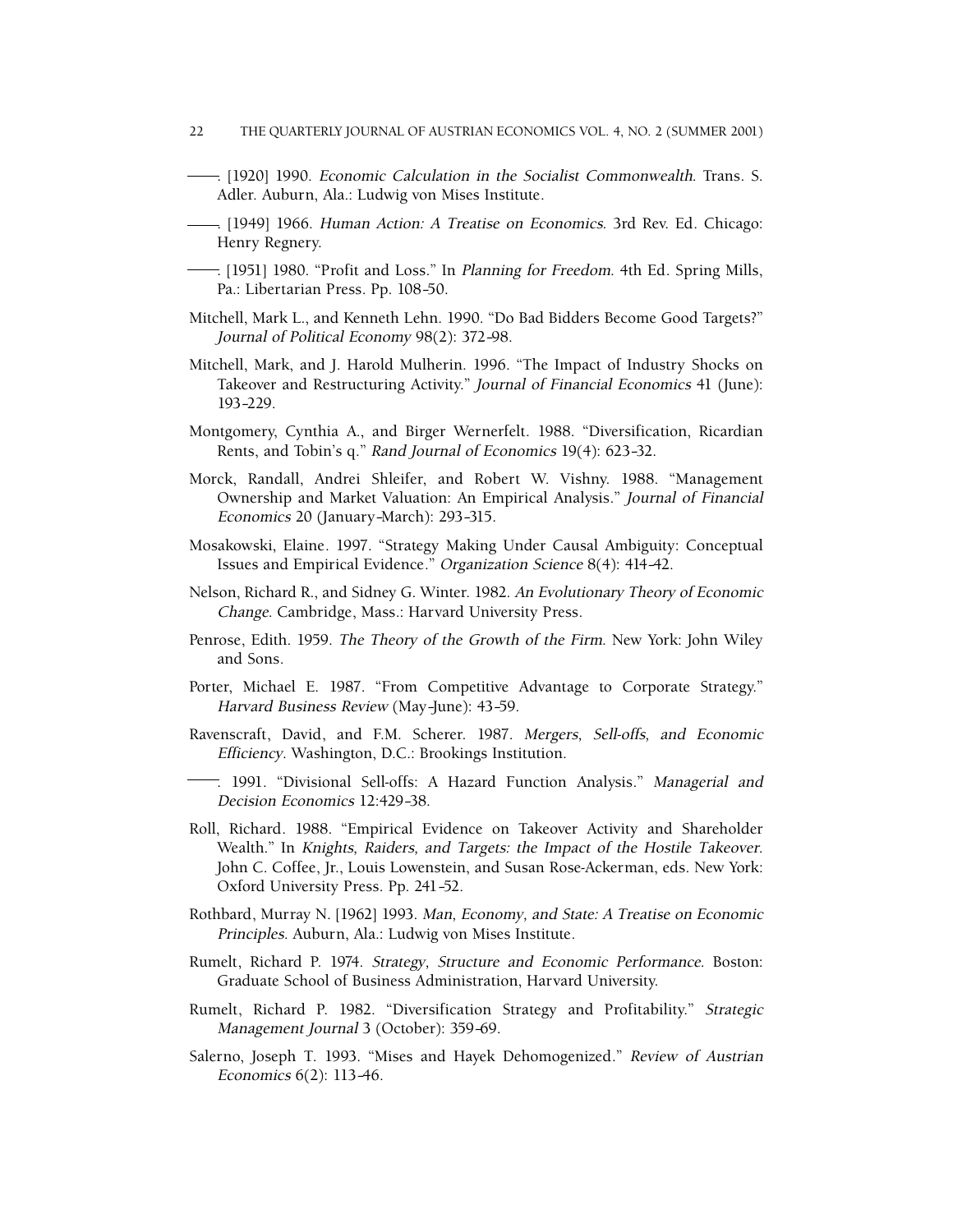——. [1920] 1990. *Economic Calculation in the Socialist Commonwealth*. Trans. S. Adler. Auburn, Ala.: Ludwig von Mises Institute.

——. [1949] 1966. *Human Action: A Treatise on Economics*. 3rd Rev. Ed. Chicago: Henry Regnery.

——. [1951] 1980. "Profit and Loss." In *Planning for Freedom*. 4th Ed. Spring Mills, Pa.: Libertarian Press. Pp. 108–50.

Mitchell, Mark L., and Kenneth Lehn. 1990. "Do Bad Bidders Become Good Targets?" *Journal of Political Economy* 98(2): 372–98.

Mitchell, Mark, and J. Harold Mulherin. 1996. "The Impact of Industry Shocks on Takeover and Restructuring Activity." *Journal of Financial Economics* 41 (June): 193–229.

Montgomery, Cynthia A., and Birger Wernerfelt. 1988. "Diversification, Ricardian Rents, and Tobin's q." *Rand Journal of Economics* 19(4): 623–32.

Morck, Randall, Andrei Shleifer, and Robert W. Vishny. 1988. "Management Ownership and Market Valuation: An Empirical Analysis." *Journal of Financial Economics* 20 (January–March): 293–315.

Mosakowski, Elaine. 1997. "Strategy Making Under Causal Ambiguity: Conceptual Issues and Empirical Evidence." *Organization Science* 8(4): 414–42.

Nelson, Richard R., and Sidney G. Winter. 1982. *An Evolutionary Theory of Economic Change*. Cambridge, Mass.: Harvard University Press.

Penrose, Edith. 1959. *The Theory of the Growth of the Firm*. New York: John Wiley and Sons.

Porter, Michael E. 1987. "From Competitive Advantage to Corporate Strategy." *Harvard Business Review* (May–June): 43–59.

Ravenscraft, David, and F.M. Scherer. 1987. *Mergers, Sell-offs, and Economic Efficiency*. Washington, D.C.: Brookings Institution.

——. 1991. "Divisional Sell-offs: A Hazard Function Analysis." *Managerial and Decision Economics* 12:429–38.

Roll, Richard. 1988. "Empirical Evidence on Takeover Activity and Shareholder Wealth." In *Knights, Raiders, and Targets: the Impact of the Hostile Takeover*. John C. Coffee, Jr., Louis Lowenstein, and Susan Rose-Ackerman, eds. New York: Oxford University Press. Pp. 241–52.

Rothbard, Murray N. [1962] 1993. *Man, Economy, and State: A Treatise on Economic Principles*. Auburn, Ala.: Ludwig von Mises Institute.

Rumelt, Richard P. 1974. *Strategy, Structure and Economic Performance*. Boston: Graduate School of Business Administration, Harvard University.

Rumelt, Richard P. 1982. "Diversification Strategy and Profitability." *Strategic Management Journal* 3 (October): 359–69.

Salerno, Joseph T. 1993. "Mises and Hayek Dehomogenized." *Review of Austrian Economics* 6(2): 113–46.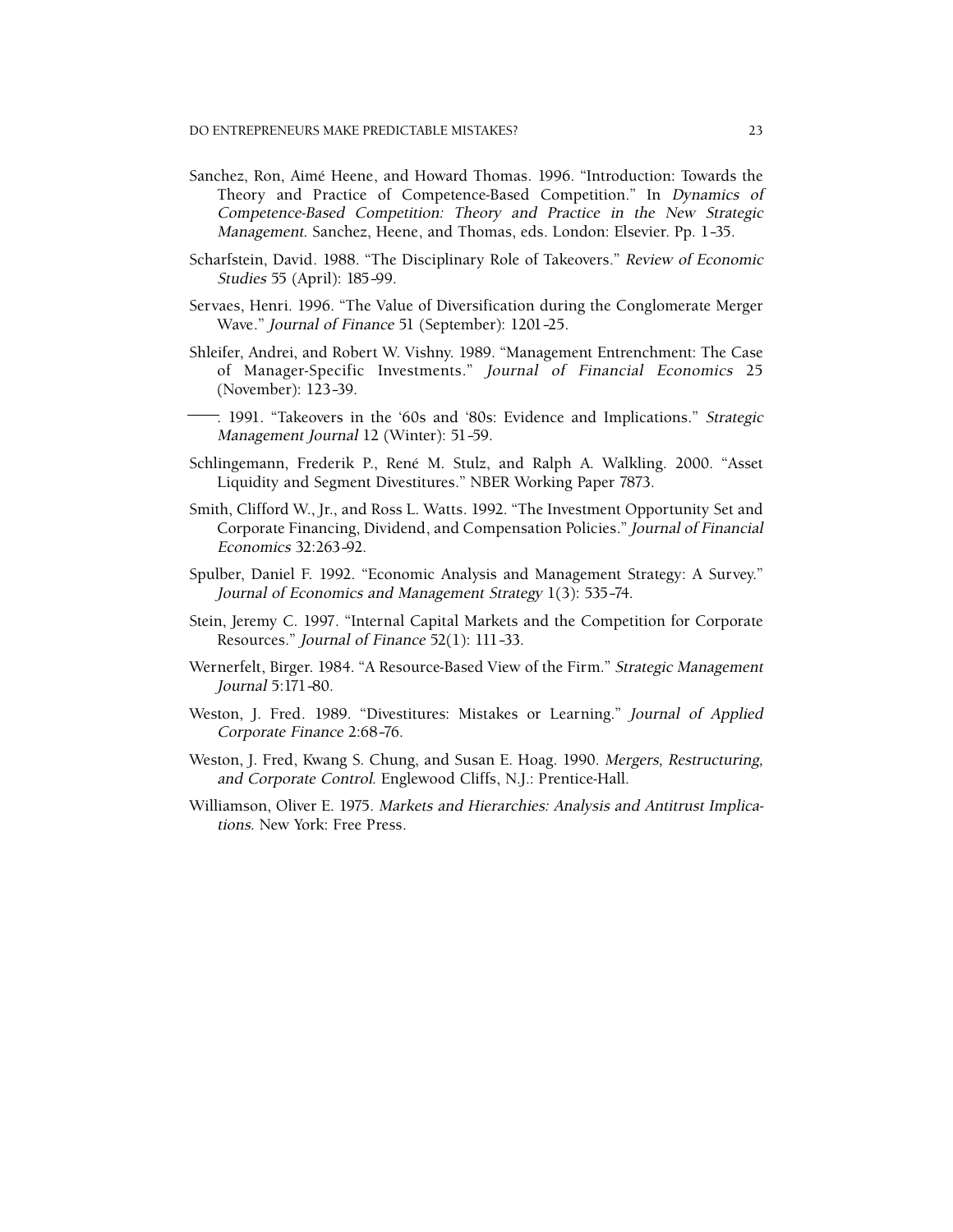Sanchez, Ron, Aimé Heene, and Howard Thomas. 1996. "Introduction: Towards the Theory and Practice of Competence-Based Competition." In *Dynamics of Competence-Based Competition: Theory and Practice in the New Strategic Management*. Sanchez, Heene, and Thomas, eds. London: Elsevier. Pp. 1–35.

Scharfstein, David. 1988. "The Disciplinary Role of Takeovers." *Review of Economic Studies* 55 (April): 185–99.

Servaes, Henri. 1996. "The Value of Diversification during the Conglomerate Merger Wave." *Journal of Finance* 51 (September): 1201–25.

Shleifer, Andrei, and Robert W. Vishny. 1989. "Management Entrenchment: The Case of Manager-Specific Investments." *Journal of Financial Economics* 25 (November): 123–39.

———. 1991. "Takeovers in the '60s and '80s: Evidence and Implications." *Strategic Management Journal* 12 (Winter): 51–59.

Schlingemann, Frederik P., René M. Stulz, and Ralph A. Walkling. 2000. "Asset Liquidity and Segment Divestitures." NBER Working Paper 7873.

Smith, Clifford W., Jr., and Ross L. Watts. 1992. "The Investment Opportunity Set and Corporate Financing, Dividend, and Compensation Policies." *Journal of Financial Economics* 32:263–92.

Spulber, Daniel F. 1992. "Economic Analysis and Management Strategy: A Survey." *Journal of Economics and Management Strategy* 1(3): 535–74.

Stein, Jeremy C. 1997. "Internal Capital Markets and the Competition for Corporate Resources." *Journal of Finance* 52(1): 111–33.

Wernerfelt, Birger. 1984. "A Resource-Based View of the Firm." *Strategic Management Journal* 5:171–80.

Weston, J. Fred. 1989. "Divestitures: Mistakes or Learning." *Journal of Applied Corporate Finance* 2:68–76.

Weston, J. Fred, Kwang S. Chung, and Susan E. Hoag. 1990. *Mergers, Restructuring, and Corporate Control*. Englewood Cliffs, N.J.: Prentice-Hall.

Williamson, Oliver E. 1975. *Markets and Hierarchies: Analysis and Antitrust Implications*. New York: Free Press.